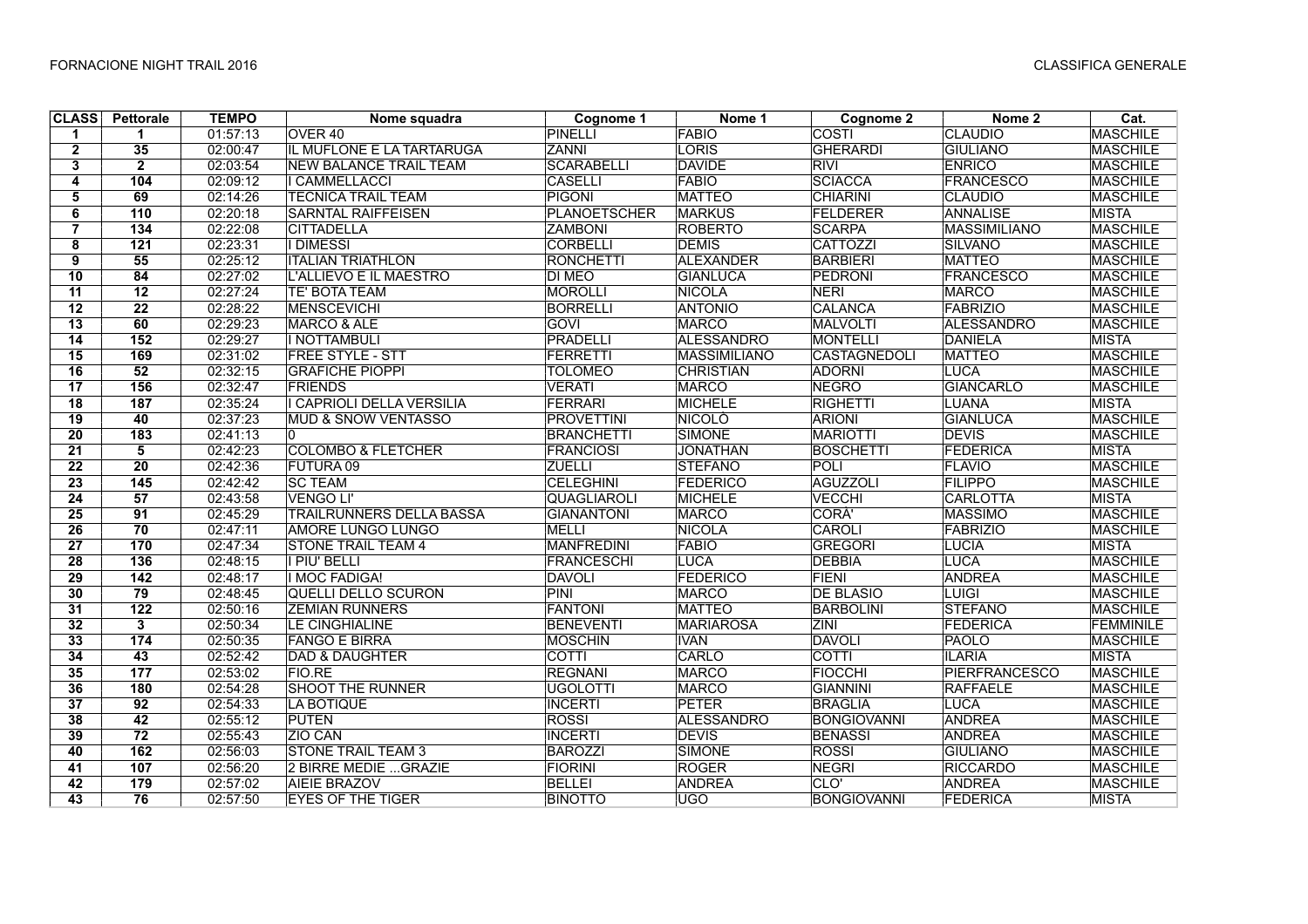FORNACIONE NIGHT TRAIL 2016

CLASSIFICA GENERALE

| CLASS | Pettorale | TEMPO | Nome squadra | Cognome 1 | Nome 1 | Cognome 2 | Nome 2 | Cat. |
|---|---|---|---|---|---|---|---|---|
| 1 | 1 | 01:57:13 | OVER 40 | PINELLI | FABIO | COSTI | CLAUDIO | MASCHILE |
| 2 | 35 | 02:00:47 | IL MUFLONE E LA TARTARUGA | ZANNI | LORIS | GHERARDI | GIULIANO | MASCHILE |
| 3 | 2 | 02:03:54 | NEW BALANCE TRAIL TEAM | SCARABELLI | DAVIDE | RIVI | ENRICO | MASCHILE |
| 4 | 104 | 02:09:12 | I CAMMELLACCI | CASELLI | FABIO | SCIACCA | FRANCESCO | MASCHILE |
| 5 | 69 | 02:14:26 | TECNICA TRAIL TEAM | PIGONI | MATTEO | CHIARINI | CLAUDIO | MASCHILE |
| 6 | 110 | 02:20:18 | SARNTAL RAIFFEISEN | PLANOETSCHER | MARKUS | FELDERER | ANNALISE | MISTA |
| 7 | 134 | 02:22:08 | CITTADELLA | ZAMBONI | ROBERTO | SCARPA | MASSIMILIANO | MASCHILE |
| 8 | 121 | 02:23:31 | I DIMESSI | CORBELLI | DEMIS | CATTOZZI | SILVANO | MASCHILE |
| 9 | 55 | 02:25:12 | ITALIAN TRIATHLON | RONCHETTI | ALEXANDER | BARBIERI | MATTEO | MASCHILE |
| 10 | 84 | 02:27:02 | L'ALLIEVO E IL MAESTRO | DI MEO | GIANLUCA | PEDRONI | FRANCESCO | MASCHILE |
| 11 | 12 | 02:27:24 | TE' BOTA TEAM | MOROLLI | NICOLA | NERI | MARCO | MASCHILE |
| 12 | 22 | 02:28:22 | MENSCEVICHI | BORRELLI | ANTONIO | CALANCA | FABRIZIO | MASCHILE |
| 13 | 60 | 02:29:23 | MARCO & ALE | GOVI | MARCO | MALVOLTI | ALESSANDRO | MASCHILE |
| 14 | 152 | 02:29:27 | I NOTTAMBULI | PRADELLI | ALESSANDRO | MONTELLI | DANIELA | MISTA |
| 15 | 169 | 02:31:02 | FREE STYLE - STT | FERRETTI | MASSIMILIANO | CASTAGNEDOLI | MATTEO | MASCHILE |
| 16 | 52 | 02:32:15 | GRAFICHE PIOPPI | TOLOMEO | CHRISTIAN | ADORNI | LUCA | MASCHILE |
| 17 | 156 | 02:32:47 | FRIENDS | VERATI | MARCO | NEGRO | GIANCARLO | MASCHILE |
| 18 | 187 | 02:35:24 | I CAPRIOLI DELLA VERSILIA | FERRARI | MICHELE | RIGHETTI | LUANA | MISTA |
| 19 | 40 | 02:37:23 | MUD & SNOW VENTASSO | PROVETTINI | NICOLÒ | ARIONI | GIANLUCA | MASCHILE |
| 20 | 183 | 02:41:13 | 0 | BRANCHETTI | SIMONE | MARIOTTI | DEVIS | MASCHILE |
| 21 | 5 | 02:42:23 | COLOMBO & FLETCHER | FRANCIOSI | JONATHAN | BOSCHETTI | FEDERICA | MISTA |
| 22 | 20 | 02:42:36 | FUTURA 09 | ZUELLI | STEFANO | POLI | FLAVIO | MASCHILE |
| 23 | 145 | 02:42:42 | SC TEAM | CELEGHINI | FEDERICO | AGUZZOLI | FILIPPO | MASCHILE |
| 24 | 57 | 02:43:58 | VENGO LI' | QUAGLIAROLI | MICHELE | VECCHI | CARLOTTA | MISTA |
| 25 | 91 | 02:45:29 | TRAILRUNNERS DELLA BASSA | GIANANTONI | MARCO | CORÀ' | MASSIMO | MASCHILE |
| 26 | 70 | 02:47:11 | AMORE LUNGO LUNGO | MELLI | NICOLA | CAROLI | FABRIZIO | MASCHILE |
| 27 | 170 | 02:47:34 | STONE TRAIL TEAM 4 | MANFREDINI | FABIO | GREGORI | LUCIA | MISTA |
| 28 | 136 | 02:48:15 | I PIU' BELLI | FRANCESCHI | LUCA | DEBBIA | LUCA | MASCHILE |
| 29 | 142 | 02:48:17 | I MOC FADIGA! | DAVOLI | FEDERICO | FIENI | ANDREA | MASCHILE |
| 30 | 79 | 02:48:45 | QUELLI DELLO SCURON | PINI | MARCO | DE BLASIO | LUIGI | MASCHILE |
| 31 | 122 | 02:50:16 | ZEMIAN RUNNERS | FANTONI | MATTEO | BARBOLINI | STEFANO | MASCHILE |
| 32 | 3 | 02:50:34 | LE CINGHIALINE | BENEVENTI | MARIAROSA | ZINI | FEDERICA | FEMMINILE |
| 33 | 174 | 02:50:35 | FANGO E BIRRA | MOSCHIN | IVAN | DAVOLI | PAOLO | MASCHILE |
| 34 | 43 | 02:52:42 | DAD & DAUGHTER | COTTI | CARLO | COTTI | ILARIA | MISTA |
| 35 | 177 | 02:53:02 | FIO.RE | REGNANI | MARCO | FIOCCHI | PIERFRANCESCO | MASCHILE |
| 36 | 180 | 02:54:28 | SHOOT THE RUNNER | UGOLOTTI | MARCO | GIANNINI | RAFFAELE | MASCHILE |
| 37 | 92 | 02:54:33 | LA BOTIQUE | INCERTI | PETER | BRAGLIA | LUCA | MASCHILE |
| 38 | 42 | 02:55:12 | PUTEN | ROSSI | ALESSANDRO | BONGIOVANNI | ANDREA | MASCHILE |
| 39 | 72 | 02:55:43 | ZIO CAN | INCERTI | DEVIS | BENASSI | ANDREA | MASCHILE |
| 40 | 162 | 02:56:03 | STONE TRAIL TEAM 3 | BAROZZI | SIMONE | ROSSI | GIULIANO | MASCHILE |
| 41 | 107 | 02:56:20 | 2 BIRRE MEDIE ...GRAZIE | FIORINI | ROGER | NEGRI | RICCARDO | MASCHILE |
| 42 | 179 | 02:57:02 | AIEIE BRAZOV | BELLEI | ANDREA | CLO' | ANDREA | MASCHILE |
| 43 | 76 | 02:57:50 | EYES OF THE TIGER | BINOTTO | UGO | BONGIOVANNI | FEDERICA | MISTA |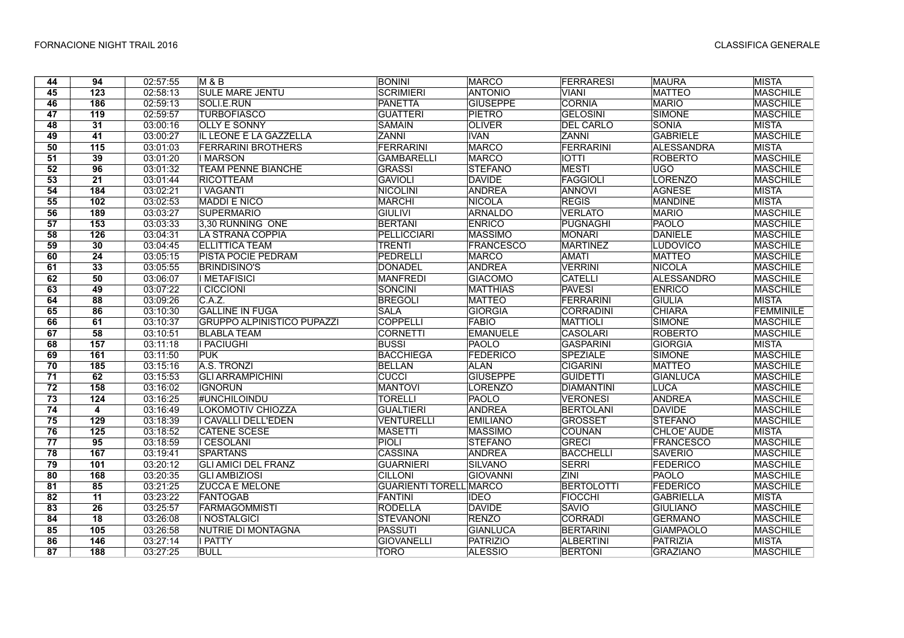| | | | | | | | | |
|---|---|---|---|---|---|---|---|---|
| 44 | 94 | 02:57:55 | M & B | BONINI | MARCO | FERRARESI | MAURA | MISTA |
| 45 | 123 | 02:58:13 | SULE MARE JENTU | SCRIMIERI | ANTONIO | VIANI | MATTEO | MASCHILE |
| 46 | 186 | 02:59:13 | SOLI.E.RUN | PANETTA | GIUSEPPE | CORNIA | MARIO | MASCHILE |
| 47 | 119 | 02:59:57 | TURBOFIASCO | GUATTERI | PIETRO | GELOSINI | SIMONE | MASCHILE |
| 48 | 31 | 03:00:16 | OLLY E SONNY | SAMAIN | OLIVER | DEL CARLO | SONIA | MISTA |
| 49 | 41 | 03:00:27 | IL LEONE E LA GAZZELLA | ZANNI | IVAN | ZANNI | GABRIELE | MASCHILE |
| 50 | 115 | 03:01:03 | FERRARINI BROTHERS | FERRARINI | MARCO | FERRARINI | ALESSANDRA | MISTA |
| 51 | 39 | 03:01:20 | I MARSON | GAMBARELLI | MARCO | IOTTI | ROBERTO | MASCHILE |
| 52 | 96 | 03:01:32 | TEAM PENNE BIANCHE | GRASSI | STEFANO | MESTI | UGO | MASCHILE |
| 53 | 21 | 03:01:44 | RICOTTEAM | GAVIOLI | DAVIDE | FAGGIOLI | LORENZO | MASCHILE |
| 54 | 184 | 03:02:21 | I VAGANTI | NICOLINI | ANDREA | ANNOVI | AGNESE | MISTA |
| 55 | 102 | 03:02:53 | MADDI E NICO | MARCHI | NICOLA | REGIS | MANDINE | MISTA |
| 56 | 189 | 03:03:27 | SUPERMARIO | GIULIVI | ARNALDO | VERLATO | MARIO | MASCHILE |
| 57 | 153 | 03:03:33 | 3,30 RUNNING ONE | BERTANI | ENRICO | PUGNAGHI | PAOLO | MASCHILE |
| 58 | 126 | 03:04:31 | LA STRANA COPPIA | PELLICCIARI | MASSIMO | MONARI | DANIELE | MASCHILE |
| 59 | 30 | 03:04:45 | ELLITTICA TEAM | TRENTI | FRANCESCO | MARTINEZ | LUDOVICO | MASCHILE |
| 60 | 24 | 03:05:15 | PISTA POCIE PEDRAM | PEDRELLI | MARCO | AMATI | MATTEO | MASCHILE |
| 61 | 33 | 03:05:55 | BRINDISINO'S | DONADEL | ANDREA | VERRINI | NICOLA | MASCHILE |
| 62 | 50 | 03:06:07 | I METAFISICI | MANFREDI | GIACOMO | CATELLI | ALESSANDRO | MASCHILE |
| 63 | 49 | 03:07:22 | I CICCIONI | SONCINI | MATTHIAS | PAVESI | ENRICO | MASCHILE |
| 64 | 88 | 03:09:26 | C.A.Z. | BREGOLI | MATTEO | FERRARINI | GIULIA | MISTA |
| 65 | 86 | 03:10:30 | GALLINE IN FUGA | SALA | GIORGIA | CORRADINI | CHIARA | FEMMINILE |
| 66 | 61 | 03:10:37 | GRUPPO ALPINISTICO PUPAZZI | COPPELLI | FABIO | MATTIOLI | SIMONE | MASCHILE |
| 67 | 58 | 03:10:51 | BLABLA TEAM | CORNETTI | EMANUELE | CASOLARI | ROBERTO | MASCHILE |
| 68 | 157 | 03:11:18 | I PACIUGHI | BUSSI | PAOLO | GASPARINI | GIORGIA | MISTA |
| 69 | 161 | 03:11:50 | PUK | BACCHIEGA | FEDERICO | SPEZIALE | SIMONE | MASCHILE |
| 70 | 185 | 03:15:16 | A.S. TRONZI | BELLAN | ALAN | CIGARINI | MATTEO | MASCHILE |
| 71 | 62 | 03:15:53 | GLI ARRAMPICHINI | CUCCI | GIUSEPPE | GUIDETTI | GIANLUCA | MASCHILE |
| 72 | 158 | 03:16:02 | IGNORUN | MANTOVI | LORENZO | DIAMANTINI | LUCA | MASCHILE |
| 73 | 124 | 03:16:25 | #UNCHILOINDU | TORELLI | PAOLO | VERONESI | ANDREA | MASCHILE |
| 74 | 4 | 03:16:49 | LOKOMOTIV CHIOZZA | GUALTIERI | ANDREA | BERTOLANI | DAVIDE | MASCHILE |
| 75 | 129 | 03:18:39 | I CAVALLI DELL'EDEN | VENTURELLI | EMILIANO | GROSSET | STEFANO | MASCHILE |
| 76 | 125 | 03:18:52 | CATENE SCESE | MASETTI | MASSIMO | COUNAN | CHLOE' AUDE | MISTA |
| 77 | 95 | 03:18:59 | I CESOLANI | PIOLI | STEFANO | GRECI | FRANCESCO | MASCHILE |
| 78 | 167 | 03:19:41 | SPARTANS | CASSINA | ANDREA | BACCHELLI | SAVERIO | MASCHILE |
| 79 | 101 | 03:20:12 | GLI AMICI DEL FRANZ | GUARNIERI | SILVANO | SERRI | FEDERICO | MASCHILE |
| 80 | 168 | 03:20:35 | GLI AMBIZIOSI | CILLONI | GIOVANNI | ZINI | PAOLO | MASCHILE |
| 81 | 85 | 03:21:25 | ZUCCA E MELONE | GUARIENTI TORELL | MARCO | BERTOLOTTI | FEDERICO | MASCHILE |
| 82 | 11 | 03:23:22 | FANTOGAB | FANTINI | IDEO | FIOCCHI | GABRIELLA | MISTA |
| 83 | 26 | 03:25:57 | FARMAGOMMISTI | RODELLA | DAVIDE | SAVIO | GIULIANO | MASCHILE |
| 84 | 18 | 03:26:08 | I NOSTALGICI | STEVANONI | RENZO | CORRADI | GERMANO | MASCHILE |
| 85 | 105 | 03:26:58 | NUTRIE DI MONTAGNA | PASSUTI | GIANLUCA | BERTARINI | GIAMPAOLO | MASCHILE |
| 86 | 146 | 03:27:14 | I PATTY | GIOVANELLI | PATRIZIO | ALBERTINI | PATRIZIA | MISTA |
| 87 | 188 | 03:27:25 | BULL | TORO | ALESSIO | BERTONI | GRAZIANO | MASCHILE |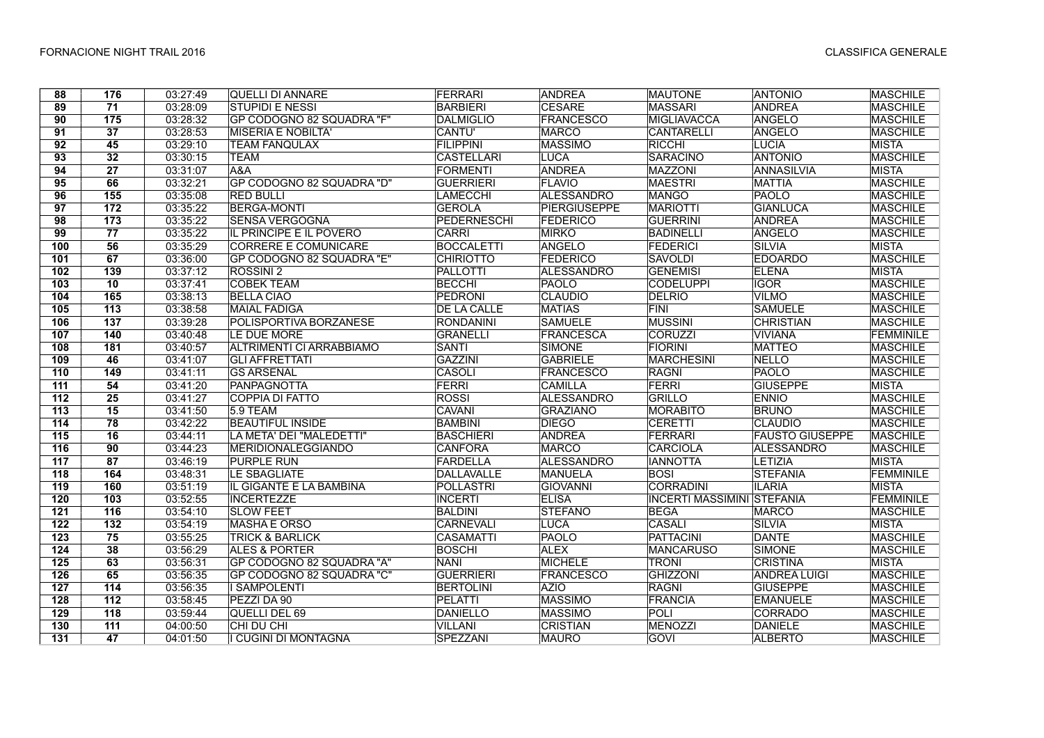| 88 | 176 | 03:27:49 | QUELLI DI ANNARE | FERRARI | ANDREA | MAUTONE | ANTONIO | MASCHILE |
|---|---|---|---|---|---|---|---|---|
| 89 | 71 | 03:28:09 | STUPIDI E NESSI | BARBIERI | CESARE | MASSARI | ANDREA | MASCHILE |
| 90 | 175 | 03:28:32 | GP CODOGNO 82 SQUADRA "F" | DALMIGLIO | FRANCESCO | MIGLIAVACCA | ANGELO | MASCHILE |
| 91 | 37 | 03:28:53 | MISERIA E NOBILTA' | CANTU' | MARCO | CANTARELLI | ANGELO | MASCHILE |
| 92 | 45 | 03:29:10 | TEAM FANQULAX | FILIPPINI | MASSIMO | RICCHI | LUCIA | MISTA |
| 93 | 32 | 03:30:15 | TEAM | CASTELLARI | LUCA | SARACINO | ANTONIO | MASCHILE |
| 94 | 27 | 03:31:07 | A&A | FORMENTI | ANDREA | MAZZONI | ANNASILVIA | MISTA |
| 95 | 66 | 03:32:21 | GP CODOGNO 82 SQUADRA "D" | GUERRIERI | FLAVIO | MAESTRI | MATTIA | MASCHILE |
| 96 | 155 | 03:35:08 | RED BULLI | LAMECCHI | ALESSANDRO | MANGO | PAOLO | MASCHILE |
| 97 | 172 | 03:35:22 | BERGA-MONTI | GEROLA | PIERGIUSEPPE | MARIOTTI | GIANLUCA | MASCHILE |
| 98 | 173 | 03:35:22 | SENSA VERGOGNA | PEDERNESCHI | FEDERICO | GUERRINI | ANDREA | MASCHILE |
| 99 | 77 | 03:35:22 | IL PRINCIPE E IL POVERO | CARRI | MIRKO | BADINELLI | ANGELO | MASCHILE |
| 100 | 56 | 03:35:29 | CORRERE E COMUNICARE | BOCCALETTI | ANGELO | FEDERICI | SILVIA | MISTA |
| 101 | 67 | 03:36:00 | GP CODOGNO 82 SQUADRA "E" | CHIRIOTTO | FEDERICO | SAVOLDI | EDOARDO | MASCHILE |
| 102 | 139 | 03:37:12 | ROSSINI 2 | PALLOTTI | ALESSANDRO | GENEMISI | ELENA | MISTA |
| 103 | 10 | 03:37:41 | COBEK TEAM | BECCHI | PAOLO | CODELUPPI | IGOR | MASCHILE |
| 104 | 165 | 03:38:13 | BELLA CIAO | PEDRONI | CLAUDIO | DELRIO | VILMO | MASCHILE |
| 105 | 113 | 03:38:58 | MAIAL FADIGA | DE LA CALLE | MATIAS | FINI | SAMUELE | MASCHILE |
| 106 | 137 | 03:39:28 | POLISPORTIVA BORZANESE | RONDANINI | SAMUELE | MUSSINI | CHRISTIAN | MASCHILE |
| 107 | 140 | 03:40:48 | LE DUE MORE | GRANELLI | FRANCESCA | CORUZZI | VIVIANA | FEMMINILE |
| 108 | 181 | 03:40:57 | ALTRIMENTI CI ARRABBIAMO | SANTI | SIMONE | FIORINI | MATTEO | MASCHILE |
| 109 | 46 | 03:41:07 | GLI AFFRETTATI | GAZZINI | GABRIELE | MARCHESINI | NELLO | MASCHILE |
| 110 | 149 | 03:41:11 | GS ARSENAL | CASOLI | FRANCESCO | RAGNI | PAOLO | MASCHILE |
| 111 | 54 | 03:41:20 | PANPAGNOTTA | FERRI | CAMILLA | FERRI | GIUSEPPE | MISTA |
| 112 | 25 | 03:41:27 | COPPIA DI FATTO | ROSSI | ALESSANDRO | GRILLO | ENNIO | MASCHILE |
| 113 | 15 | 03:41:50 | 5.9 TEAM | CAVANI | GRAZIANO | MORABITO | BRUNO | MASCHILE |
| 114 | 78 | 03:42:22 | BEAUTIFUL INSIDE | BAMBINI | DIEGO | CERETTI | CLAUDIO | MASCHILE |
| 115 | 16 | 03:44:11 | LA META' DEI "MALEDETTI" | BASCHIERI | ANDREA | FERRARI | FAUSTO GIUSEPPE | MASCHILE |
| 116 | 90 | 03:44:23 | MERIDIONALEGGIANDO | CANFORA | MARCO | CARCIOLA | ALESSANDRO | MASCHILE |
| 117 | 87 | 03:46:19 | PURPLE RUN | FARDELLA | ALESSANDRO | IANNOTTA | LETIZIA | MISTA |
| 118 | 164 | 03:48:31 | LE SBAGLIATE | DALLAVALLE | MANUELA | BOSI | STEFANIA | FEMMINILE |
| 119 | 160 | 03:51:19 | IL GIGANTE E LA BAMBINA | POLLASTRI | GIOVANNI | CORRADINI | ILARIA | MISTA |
| 120 | 103 | 03:52:55 | INCERTEZZE | INCERTI | ELISA | INCERTI MASSIMINI | STEFANIA | FEMMINILE |
| 121 | 116 | 03:54:10 | SLOW FEET | BALDINI | STEFANO | BEGA | MARCO | MASCHILE |
| 122 | 132 | 03:54:19 | MASHA E ORSO | CARNEVALI | LUCA | CASALI | SILVIA | MISTA |
| 123 | 75 | 03:55:25 | TRICK & BARLICK | CASAMATTI | PAOLO | PATTACINI | DANTE | MASCHILE |
| 124 | 38 | 03:56:29 | ALES & PORTER | BOSCHI | ALEX | MANCARUSO | SIMONE | MASCHILE |
| 125 | 63 | 03:56:31 | GP CODOGNO 82 SQUADRA "A" | NANI | MICHELE | TRONI | CRISTINA | MISTA |
| 126 | 65 | 03:56:35 | GP CODOGNO 82 SQUADRA "C" | GUERRIERI | FRANCESCO | GHIZZONI | ANDREA LUIGI | MASCHILE |
| 127 | 114 | 03:56:35 | I SAMPOLENTI | BERTOLINI | AZIO | RAGNI | GIUSEPPE | MASCHILE |
| 128 | 112 | 03:58:45 | PEZZI DA 90 | PELATTI | MASSIMO | FRANCIA | EMANUELE | MASCHILE |
| 129 | 118 | 03:59:44 | QUELLI DEL 69 | DANIELLO | MASSIMO | POLI | CORRADO | MASCHILE |
| 130 | 111 | 04:00:50 | CHI DU CHI | VILLANI | CRISTIAN | MENOZZI | DANIELE | MASCHILE |
| 131 | 47 | 04:01:50 | I CUGINI DI MONTAGNA | SPEZZANI | MAURO | GOVI | ALBERTO | MASCHILE |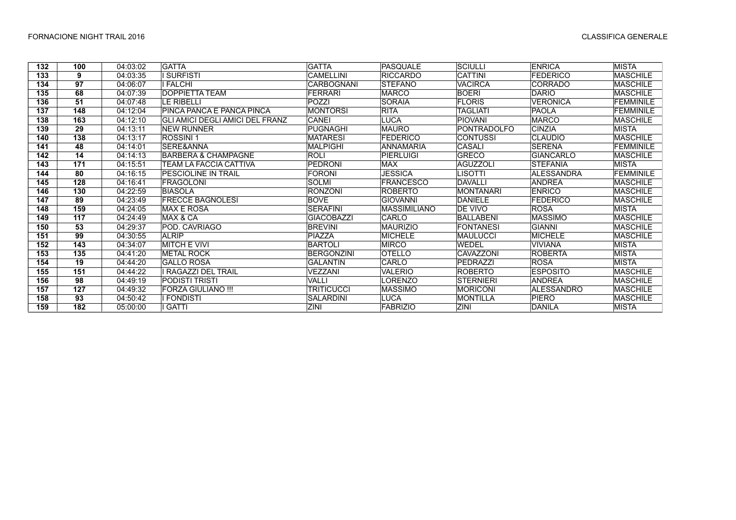| 132 | 100 | 04:03:02 | GATTA | GATTA | PASQUALE | SCIULLI | ENRICA | MISTA |
|---|---|---|---|---|---|---|---|---|
| 133 | 9 | 04:03:35 | I SURFISTI | CAMELLINI | RICCARDO | CATTINI | FEDERICO | MASCHILE |
| 134 | 97 | 04:06:07 | I FALCHI | CARBOGNANI | STEFANO | VACIRCA | CORRADO | MASCHILE |
| 135 | 68 | 04:07:39 | DOPPIETTA TEAM | FERRARI | MARCO | BOERI | DARIO | MASCHILE |
| 136 | 51 | 04:07:48 | LE RIBELLI | POZZI | SORAIA | FLORIS | VERONICA | FEMMINILE |
| 137 | 148 | 04:12:04 | PINCA PANCA E PANCA PINCA | MONTORSI | RITA | TAGLIATI | PAOLA | FEMMINILE |
| 138 | 163 | 04:12:10 | GLI AMICI DEGLI AMICI DEL FRANZ | CANEI | LUCA | PIOVANI | MARCO | MASCHILE |
| 139 | 29 | 04:13:11 | NEW RUNNER | PUGNAGHI | MAURO | PONTRADOLFO | CINZIA | MISTA |
| 140 | 138 | 04:13:17 | ROSSINI 1 | MATARESI | FEDERICO | CONTUSSI | CLAUDIO | MASCHILE |
| 141 | 48 | 04:14:01 | SERE&ANNA | MALPIGHI | ANNAMARIA | CASALI | SERENA | FEMMINILE |
| 142 | 14 | 04:14:13 | BARBERA & CHAMPAGNE | ROLI | PIERLUIGI | GRECO | GIANCARLO | MASCHILE |
| 143 | 171 | 04:15:51 | TEAM LA FACCIA CATTIVA | PEDRONI | MAX | AGUZZOLI | STEFANIA | MISTA |
| 144 | 80 | 04:16:15 | PESCIOLINE IN TRAIL | FORONI | JESSICA | LISOTTI | ALESSANDRA | FEMMINILE |
| 145 | 128 | 04:16:41 | FRAGOLONI | SOLMI | FRANCESCO | DAVALLI | ANDREA | MASCHILE |
| 146 | 130 | 04:22:59 | BIASOLA | RONZONI | ROBERTO | MONTANARI | ENRICO | MASCHILE |
| 147 | 89 | 04:23:49 | FRECCE BAGNOLESI | BOVE | GIOVANNI | DANIELE | FEDERICO | MASCHILE |
| 148 | 159 | 04:24:05 | MAX E ROSA | SERAFINI | MASSIMILIANO | DE VIVO | ROSA | MISTA |
| 149 | 117 | 04:24:49 | MAX & CA | GIACOBAZZI | CARLO | BALLABENI | MASSIMO | MASCHILE |
| 150 | 53 | 04:29:37 | POD. CAVRIAGO | BREVINI | MAURIZIO | FONTANESI | GIANNI | MASCHILE |
| 151 | 99 | 04:30:55 | ALRIP | PIAZZA | MICHELE | MAULUCCI | MICHELE | MASCHILE |
| 152 | 143 | 04:34:07 | MITCH E VIVI | BARTOLI | MIRCO | WEDEL | VIVIANA | MISTA |
| 153 | 135 | 04:41:20 | METAL ROCK | BERGONZINI | OTELLO | CAVAZZONI | ROBERTA | MISTA |
| 154 | 19 | 04:44:20 | GALLO ROSA | GALANTIN | CARLO | PEDRAZZI | ROSA | MISTA |
| 155 | 151 | 04:44:22 | I RAGAZZI DEL TRAIL | VEZZANI | VALERIO | ROBERTO | ESPOSITO | MASCHILE |
| 156 | 98 | 04:49:19 | PODISTI TRISTI | VALLI | LORENZO | STERNIERI | ANDREA | MASCHILE |
| 157 | 127 | 04:49:32 | FORZA GIULIANO !!! | TRITICUCCI | MASSIMO | MORICONI | ALESSANDRO | MASCHILE |
| 158 | 93 | 04:50:42 | I FONDISTI | SALARDINI | LUCA | MONTILLA | PIERO | MASCHILE |
| 159 | 182 | 05:00:00 | I GATTI | ZINI | FABRIZIO | ZINI | DANILA | MISTA |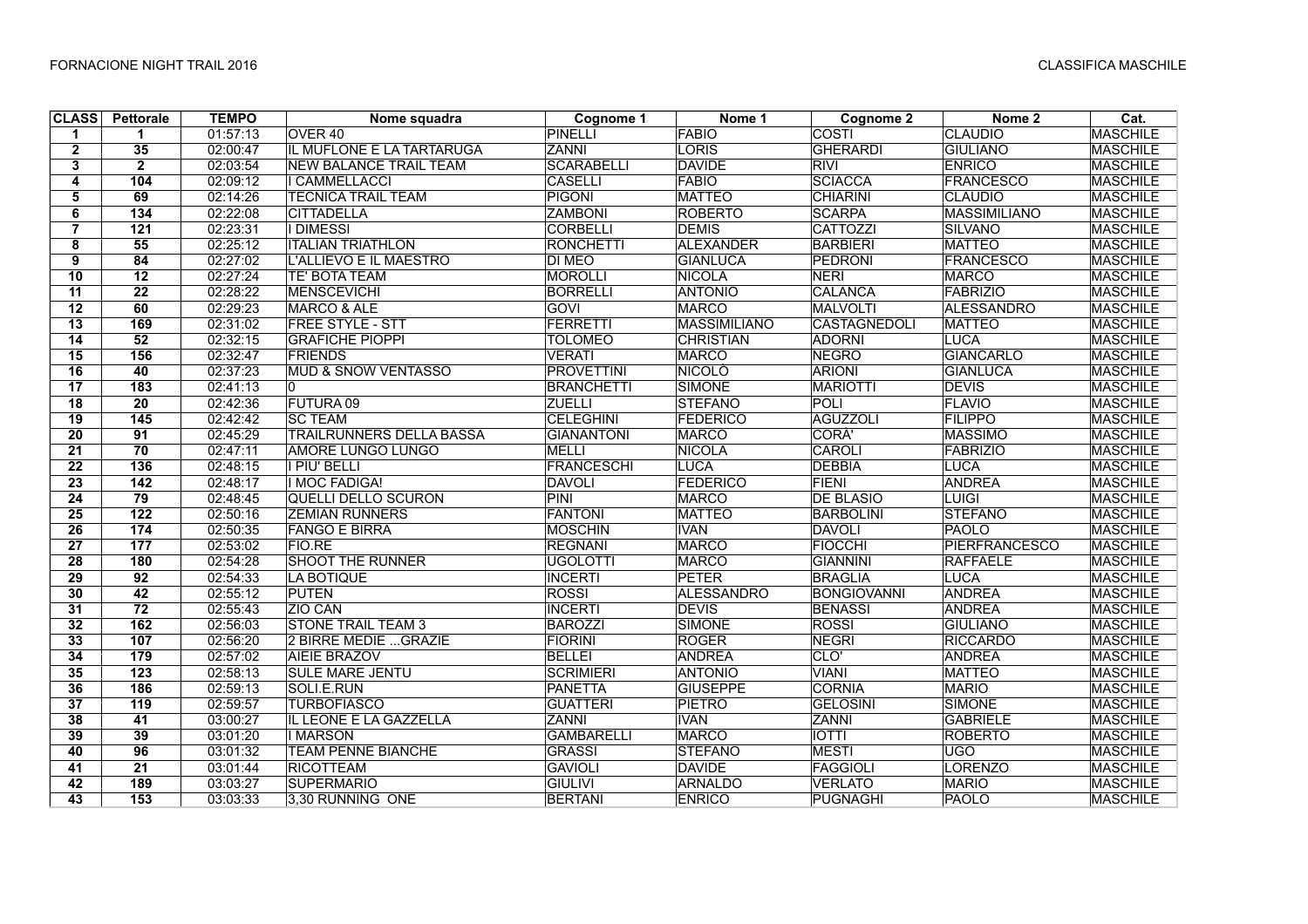FORNACIONE NIGHT TRAIL 2016

CLASSIFICA MASCHILE

| CLASS | Pettorale | TEMPO | Nome squadra | Cognome 1 | Nome 1 | Cognome 2 | Nome 2 | Cat. |
|---|---|---|---|---|---|---|---|---|
| 1 | 1 | 01:57:13 | OVER 40 | PINELLI | FABIO | COSTI | CLAUDIO | MASCHILE |
| 2 | 35 | 02:00:47 | IL MUFLONE E LA TARTARUGA | ZANNI | LORIS | GHERARDI | GIULIANO | MASCHILE |
| 3 | 2 | 02:03:54 | NEW BALANCE TRAIL TEAM | SCARABELLI | DAVIDE | RIVI | ENRICO | MASCHILE |
| 4 | 104 | 02:09:12 | I CAMMELLACCI | CASELLI | FABIO | SCIACCA | FRANCESCO | MASCHILE |
| 5 | 69 | 02:14:26 | TECNICA TRAIL TEAM | PIGONI | MATTEO | CHIARINI | CLAUDIO | MASCHILE |
| 6 | 134 | 02:22:08 | CITTADELLA | ZAMBONI | ROBERTO | SCARPA | MASSIMILIANO | MASCHILE |
| 7 | 121 | 02:23:31 | I DIMESSI | CORBELLI | DEMIS | CATTOZZI | SILVANO | MASCHILE |
| 8 | 55 | 02:25:12 | ITALIAN TRIATHLON | RONCHETTI | ALEXANDER | BARBIERI | MATTEO | MASCHILE |
| 9 | 84 | 02:27:02 | L'ALLIEVO E IL MAESTRO | DI MEO | GIANLUCA | PEDRONI | FRANCESCO | MASCHILE |
| 10 | 12 | 02:27:24 | TE' BOTA TEAM | MOROLLI | NICOLA | NERI | MARCO | MASCHILE |
| 11 | 22 | 02:28:22 | MENSCEVICHI | BORRELLI | ANTONIO | CALANCA | FABRIZIO | MASCHILE |
| 12 | 60 | 02:29:23 | MARCO & ALE | GOVI | MARCO | MALVOLTI | ALESSANDRO | MASCHILE |
| 13 | 169 | 02:31:02 | FREE STYLE - STT | FERRETTI | MASSIMILIANO | CASTAGNEDOLI | MATTEO | MASCHILE |
| 14 | 52 | 02:32:15 | GRAFICHE PIOPPI | TOLOMEO | CHRISTIAN | ADORNI | LUCA | MASCHILE |
| 15 | 156 | 02:32:47 | FRIENDS | VERATI | MARCO | NEGRO | GIANCARLO | MASCHILE |
| 16 | 40 | 02:37:23 | MUD & SNOW VENTASSO | PROVETTINI | NICOLÒ | ARIONI | GIANLUCA | MASCHILE |
| 17 | 183 | 02:41:13 | 0 | BRANCHETTI | SIMONE | MARIOTTI | DEVIS | MASCHILE |
| 18 | 20 | 02:42:36 | FUTURA 09 | ZUELLI | STEFANO | POLI | FLAVIO | MASCHILE |
| 19 | 145 | 02:42:42 | SC TEAM | CELEGHINI | FEDERICO | AGUZZOLI | FILIPPO | MASCHILE |
| 20 | 91 | 02:45:29 | TRAILRUNNERS DELLA BASSA | GIANANTONI | MARCO | CORÀ' | MASSIMO | MASCHILE |
| 21 | 70 | 02:47:11 | AMORE LUNGO LUNGO | MELLI | NICOLA | CAROLI | FABRIZIO | MASCHILE |
| 22 | 136 | 02:48:15 | I PIU' BELLI | FRANCESCHI | LUCA | DEBBIA | LUCA | MASCHILE |
| 23 | 142 | 02:48:17 | I MOC FADIGA! | DAVOLI | FEDERICO | FIENI | ANDREA | MASCHILE |
| 24 | 79 | 02:48:45 | QUELLI DELLO SCURON | PINI | MARCO | DE BLASIO | LUIGI | MASCHILE |
| 25 | 122 | 02:50:16 | ZEMIAN RUNNERS | FANTONI | MATTEO | BARBOLINI | STEFANO | MASCHILE |
| 26 | 174 | 02:50:35 | FANGO E BIRRA | MOSCHIN | IVAN | DAVOLI | PAOLO | MASCHILE |
| 27 | 177 | 02:53:02 | FIO.RE | REGNANI | MARCO | FIOCCHI | PIERFRANCESCO | MASCHILE |
| 28 | 180 | 02:54:28 | SHOOT THE RUNNER | UGOLOTTI | MARCO | GIANNINI | RAFFAELE | MASCHILE |
| 29 | 92 | 02:54:33 | LA BOTIQUE | INCERTI | PETER | BRAGLIA | LUCA | MASCHILE |
| 30 | 42 | 02:55:12 | PUTEN | ROSSI | ALESSANDRO | BONGIOVANNI | ANDREA | MASCHILE |
| 31 | 72 | 02:55:43 | ZIO CAN | INCERTI | DEVIS | BENASSI | ANDREA | MASCHILE |
| 32 | 162 | 02:56:03 | STONE TRAIL TEAM 3 | BAROZZI | SIMONE | ROSSI | GIULIANO | MASCHILE |
| 33 | 107 | 02:56:20 | 2 BIRRE MEDIE ...GRAZIE | FIORINI | ROGER | NEGRI | RICCARDO | MASCHILE |
| 34 | 179 | 02:57:02 | AIEIE BRAZOV | BELLEI | ANDREA | CLO' | ANDREA | MASCHILE |
| 35 | 123 | 02:58:13 | SULE MARE JENTU | SCRIMIERI | ANTONIO | VIANI | MATTEO | MASCHILE |
| 36 | 186 | 02:59:13 | SOLI.E.RUN | PANETTA | GIUSEPPE | CORNIA | MARIO | MASCHILE |
| 37 | 119 | 02:59:57 | TURBOFIASCO | GUATTERI | PIETRO | GELOSINI | SIMONE | MASCHILE |
| 38 | 41 | 03:00:27 | IL LEONE E LA GAZZELLA | ZANNI | IVAN | ZANNI | GABRIELE | MASCHILE |
| 39 | 39 | 03:01:20 | I MARSON | GAMBARELLI | MARCO | IOTTI | ROBERTO | MASCHILE |
| 40 | 96 | 03:01:32 | TEAM PENNE BIANCHE | GRASSI | STEFANO | MESTI | UGO | MASCHILE |
| 41 | 21 | 03:01:44 | RICOTTEAM | GAVIOLI | DAVIDE | FAGGIOLI | LORENZO | MASCHILE |
| 42 | 189 | 03:03:27 | SUPERMARIO | GIULIVI | ARNALDO | VERLATO | MARIO | MASCHILE |
| 43 | 153 | 03:03:33 | 3,30 RUNNING ONE | BERTANI | ENRICO | PUGNAGHI | PAOLO | MASCHILE |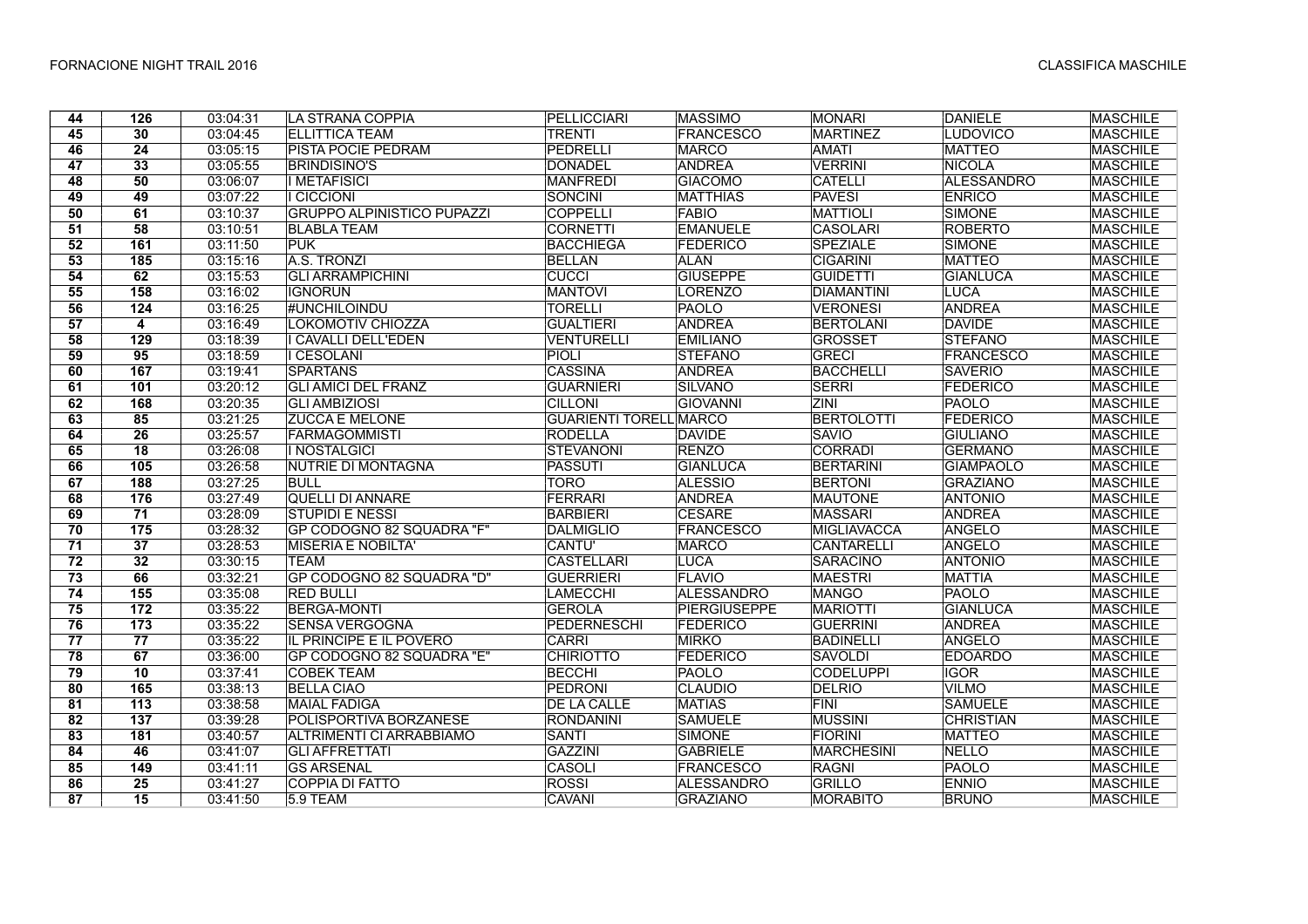| 44 | 126 | 03:04:31 | LA STRANA COPPIA | PELLICCIARI | MASSIMO | MONARI | DANIELE | MASCHILE |
|---|---|---|---|---|---|---|---|---|
| 45 | 30 | 03:04:45 | ELLITTICA TEAM | TRENTI | FRANCESCO | MARTINEZ | LUDOVICO | MASCHILE |
| 46 | 24 | 03:05:15 | PISTA POCIE PEDRAM | PEDRELLI | MARCO | AMATI | MATTEO | MASCHILE |
| 47 | 33 | 03:05:55 | BRINDISINO'S | DONADEL | ANDREA | VERRINI | NICOLA | MASCHILE |
| 48 | 50 | 03:06:07 | I METAFISICI | MANFREDI | GIACOMO | CATELLI | ALESSANDRO | MASCHILE |
| 49 | 49 | 03:07:22 | I CICCIONI | SONCINI | MATTHIAS | PAVESI | ENRICO | MASCHILE |
| 50 | 61 | 03:10:37 | GRUPPO ALPINISTICO PUPAZZI | COPPELLI | FABIO | MATTIOLI | SIMONE | MASCHILE |
| 51 | 58 | 03:10:51 | BLABLA TEAM | CORNETTI | EMANUELE | CASOLARI | ROBERTO | MASCHILE |
| 52 | 161 | 03:11:50 | PUK | BACCHIEGA | FEDERICO | SPEZIALE | SIMONE | MASCHILE |
| 53 | 185 | 03:15:16 | A.S. TRONZI | BELLAN | ALAN | CIGARINI | MATTEO | MASCHILE |
| 54 | 62 | 03:15:53 | GLI ARRAMPICHINI | CUCCI | GIUSEPPE | GUIDETTI | GIANLUCA | MASCHILE |
| 55 | 158 | 03:16:02 | IGNORUN | MANTOVI | LORENZO | DIAMANTINI | LUCA | MASCHILE |
| 56 | 124 | 03:16:25 | #UNCHILOINDU | TORELLI | PAOLO | VERONESI | ANDREA | MASCHILE |
| 57 | 4 | 03:16:49 | LOKOMOTIV CHIOZZA | GUALTIERI | ANDREA | BERTOLANI | DAVIDE | MASCHILE |
| 58 | 129 | 03:18:39 | I CAVALLI DELL'EDEN | VENTURELLI | EMILIANO | GROSSET | STEFANO | MASCHILE |
| 59 | 95 | 03:18:59 | I CESOLANI | PIOLI | STEFANO | GRECI | FRANCESCO | MASCHILE |
| 60 | 167 | 03:19:41 | SPARTANS | CASSINA | ANDREA | BACCHELLI | SAVERIO | MASCHILE |
| 61 | 101 | 03:20:12 | GLI AMICI DEL FRANZ | GUARNIERI | SILVANO | SERRI | FEDERICO | MASCHILE |
| 62 | 168 | 03:20:35 | GLI AMBIZIOSI | CILLONI | GIOVANNI | ZINI | PAOLO | MASCHILE |
| 63 | 85 | 03:21:25 | ZUCCA E MELONE | GUARIENTI TORELL | MARCO | BERTOLOTTI | FEDERICO | MASCHILE |
| 64 | 26 | 03:25:57 | FARMAGOMMISTI | RODELLA | DAVIDE | SAVIO | GIULIANO | MASCHILE |
| 65 | 18 | 03:26:08 | I NOSTALGICI | STEVANONI | RENZO | CORRADI | GERMANO | MASCHILE |
| 66 | 105 | 03:26:58 | NUTRIE DI MONTAGNA | PASSUTI | GIANLUCA | BERTARINI | GIAMPAOLO | MASCHILE |
| 67 | 188 | 03:27:25 | BULL | TORO | ALESSIO | BERTONI | GRAZIANO | MASCHILE |
| 68 | 176 | 03:27:49 | QUELLI DI ANNARE | FERRARI | ANDREA | MAUTONE | ANTONIO | MASCHILE |
| 69 | 71 | 03:28:09 | STUPIDI E NESSI | BARBIERI | CESARE | MASSARI | ANDREA | MASCHILE |
| 70 | 175 | 03:28:32 | GP CODOGNO 82 SQUADRA "F" | DALMIGLIO | FRANCESCO | MIGLIAVACCA | ANGELO | MASCHILE |
| 71 | 37 | 03:28:53 | MISERIA E NOBILTA' | CANTU' | MARCO | CANTARELLI | ANGELO | MASCHILE |
| 72 | 32 | 03:30:15 | TEAM | CASTELLARI | LUCA | SARACINO | ANTONIO | MASCHILE |
| 73 | 66 | 03:32:21 | GP CODOGNO 82 SQUADRA "D" | GUERRIERI | FLAVIO | MAESTRI | MATTIA | MASCHILE |
| 74 | 155 | 03:35:08 | RED BULLI | LAMECCHI | ALESSANDRO | MANGO | PAOLO | MASCHILE |
| 75 | 172 | 03:35:22 | BERGA-MONTI | GEROLA | PIERGIUSEPPE | MARIOTTI | GIANLUCA | MASCHILE |
| 76 | 173 | 03:35:22 | SENSA VERGOGNA | PEDERNESCHI | FEDERICO | GUERRINI | ANDREA | MASCHILE |
| 77 | 77 | 03:35:22 | IL PRINCIPE E IL POVERO | CARRI | MIRKO | BADINELLI | ANGELO | MASCHILE |
| 78 | 67 | 03:36:00 | GP CODOGNO 82 SQUADRA "E" | CHIRIOTTO | FEDERICO | SAVOLDI | EDOARDO | MASCHILE |
| 79 | 10 | 03:37:41 | COBEK TEAM | BECCHI | PAOLO | CODELUPPI | IGOR | MASCHILE |
| 80 | 165 | 03:38:13 | BELLA CIAO | PEDRONI | CLAUDIO | DELRIO | VILMO | MASCHILE |
| 81 | 113 | 03:38:58 | MAIAL FADIGA | DE LA CALLE | MATIAS | FINI | SAMUELE | MASCHILE |
| 82 | 137 | 03:39:28 | POLISPORTIVA BORZANESE | RONDANINI | SAMUELE | MUSSINI | CHRISTIAN | MASCHILE |
| 83 | 181 | 03:40:57 | ALTRIMENTI CI ARRABBIAMO | SANTI | SIMONE | FIORINI | MATTEO | MASCHILE |
| 84 | 46 | 03:41:07 | GLI AFFRETTATI | GAZZINI | GABRIELE | MARCHESINI | NELLO | MASCHILE |
| 85 | 149 | 03:41:11 | GS ARSENAL | CASOLI | FRANCESCO | RAGNI | PAOLO | MASCHILE |
| 86 | 25 | 03:41:27 | COPPIA DI FATTO | ROSSI | ALESSANDRO | GRILLO | ENNIO | MASCHILE |
| 87 | 15 | 03:41:50 | 5.9 TEAM | CAVANI | GRAZIANO | MORABITO | BRUNO | MASCHILE |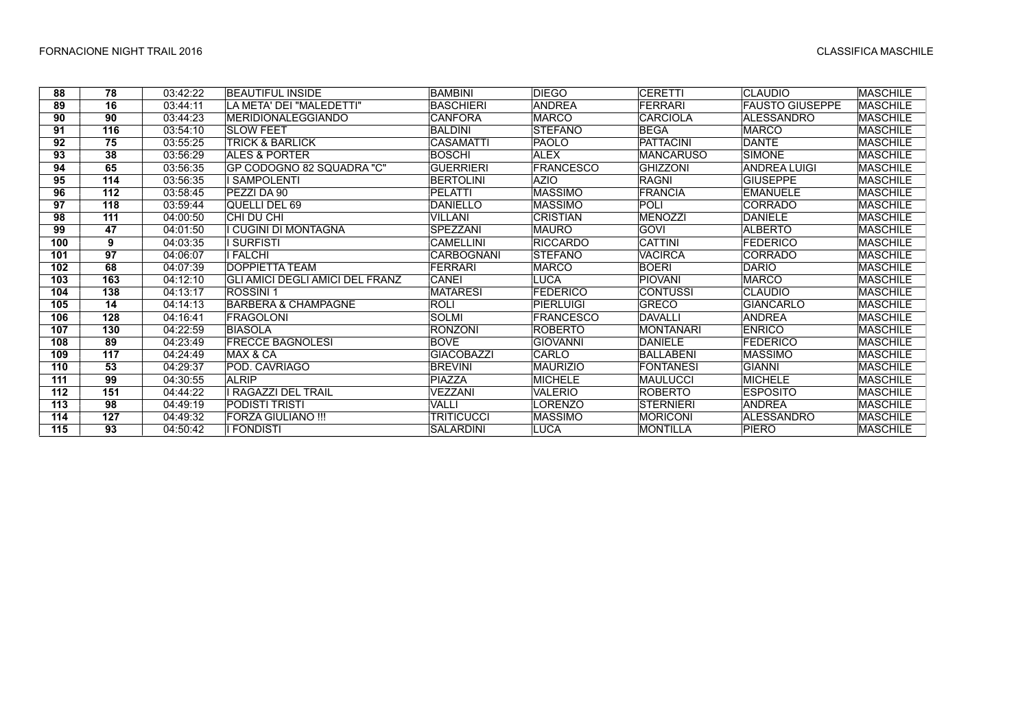| | | | | | | | | |
|---|---|---|---|---|---|---|---|---|
| 88 | 78 | 03:42:22 | BEAUTIFUL INSIDE | BAMBINI | DIEGO | CERETTI | CLAUDIO | MASCHILE |
| 89 | 16 | 03:44:11 | LA META' DEI "MALEDETTI" | BASCHIERI | ANDREA | FERRARI | FAUSTO GIUSEPPE | MASCHILE |
| 90 | 90 | 03:44:23 | MERIDIONALEGGIANDO | CANFORA | MARCO | CARCIOLA | ALESSANDRO | MASCHILE |
| 91 | 116 | 03:54:10 | SLOW FEET | BALDINI | STEFANO | BEGA | MARCO | MASCHILE |
| 92 | 75 | 03:55:25 | TRICK & BARLICK | CASAMATTI | PAOLO | PATTACINI | DANTE | MASCHILE |
| 93 | 38 | 03:56:29 | ALES & PORTER | BOSCHI | ALEX | MANCARUSO | SIMONE | MASCHILE |
| 94 | 65 | 03:56:35 | GP CODOGNO 82 SQUADRA "C" | GUERRIERI | FRANCESCO | GHIZZONI | ANDREA LUIGI | MASCHILE |
| 95 | 114 | 03:56:35 | I SAMPOLENTI | BERTOLINI | AZIO | RAGNI | GIUSEPPE | MASCHILE |
| 96 | 112 | 03:58:45 | PEZZI DA 90 | PELATTI | MASSIMO | FRANCIA | EMANUELE | MASCHILE |
| 97 | 118 | 03:59:44 | QUELLI DEL 69 | DANIELLO | MASSIMO | POLI | CORRADO | MASCHILE |
| 98 | 111 | 04:00:50 | CHI DU CHI | VILLANI | CRISTIAN | MENOZZI | DANIELE | MASCHILE |
| 99 | 47 | 04:01:50 | I CUGINI DI MONTAGNA | SPEZZANI | MAURO | GOVI | ALBERTO | MASCHILE |
| 100 | 9 | 04:03:35 | I SURFISTI | CAMELLINI | RICCARDO | CATTINI | FEDERICO | MASCHILE |
| 101 | 97 | 04:06:07 | I FALCHI | CARBOGNANI | STEFANO | VACIRCA | CORRADO | MASCHILE |
| 102 | 68 | 04:07:39 | DOPPIETTA TEAM | FERRARI | MARCO | BOERI | DARIO | MASCHILE |
| 103 | 163 | 04:12:10 | GLI AMICI DEGLI AMICI DEL FRANZ | CANEI | LUCA | PIOVANI | MARCO | MASCHILE |
| 104 | 138 | 04:13:17 | ROSSINI 1 | MATARESI | FEDERICO | CONTUSSI | CLAUDIO | MASCHILE |
| 105 | 14 | 04:14:13 | BARBERA & CHAMPAGNE | ROLI | PIERLUIGI | GRECO | GIANCARLO | MASCHILE |
| 106 | 128 | 04:16:41 | FRAGOLONI | SOLMI | FRANCESCO | DAVALLI | ANDREA | MASCHILE |
| 107 | 130 | 04:22:59 | BIASOLA | RONZONI | ROBERTO | MONTANARI | ENRICO | MASCHILE |
| 108 | 89 | 04:23:49 | FRECCE BAGNOLESI | BOVE | GIOVANNI | DANIELE | FEDERICO | MASCHILE |
| 109 | 117 | 04:24:49 | MAX & CA | GIACOBAZZI | CARLO | BALLABENI | MASSIMO | MASCHILE |
| 110 | 53 | 04:29:37 | POD. CAVRIAGO | BREVINI | MAURIZIO | FONTANESI | GIANNI | MASCHILE |
| 111 | 99 | 04:30:55 | ALRIP | PIAZZA | MICHELE | MAULUCCI | MICHELE | MASCHILE |
| 112 | 151 | 04:44:22 | I RAGAZZI DEL TRAIL | VEZZANI | VALERIO | ROBERTO | ESPOSITO | MASCHILE |
| 113 | 98 | 04:49:19 | PODISTI TRISTI | VALLI | LORENZO | STERNIERI | ANDREA | MASCHILE |
| 114 | 127 | 04:49:32 | FORZA GIULIANO !!! | TRITICUCCI | MASSIMO | MORICONI | ALESSANDRO | MASCHILE |
| 115 | 93 | 04:50:42 | I FONDISTI | SALARDINI | LUCA | MONTILLA | PIERO | MASCHILE |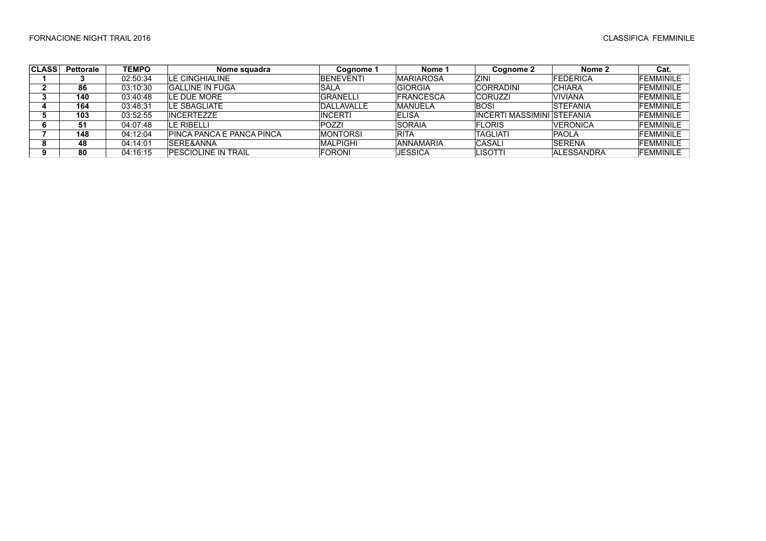FORNACIONE NIGHT TRAIL 2016

CLASSIFICA FEMMINILE

| CLASS | Pettorale | TEMPO | Nome squadra | Cognome 1 | Nome 1 | Cognome 2 | Nome 2 | Cat. |
|---|---|---|---|---|---|---|---|---|
| 1 | 3 | 02:50:34 | LE CINGHIALINE | BENEVENTI | MARIAROSA | ZINI | FEDERICA | FEMMINILE |
| 2 | 86 | 03:10:30 | GALLINE IN FUGA | SALA | GIORGIA | CORRADINI | CHIARA | FEMMINILE |
| 3 | 140 | 03:40:48 | LE DUE MORE | GRANELLI | FRANCESCA | CORUZZI | VIVIANA | FEMMINILE |
| 4 | 164 | 03:48:31 | LE SBAGLIATE | DALLAVALLE | MANUELA | BOSI | STEFANIA | FEMMINILE |
| 5 | 103 | 03:52:55 | INCERTEZZE | INCERTI | ELISA | INCERTI MASSIMINI | STEFANIA | FEMMINILE |
| 6 | 51 | 04:07:48 | LE RIBELLI | POZZI | SORAIA | FLORIS | VERONICA | FEMMINILE |
| 7 | 148 | 04:12:04 | PINCA PANCA E PANCA PINCA | MONTORSI | RITA | TAGLIATI | PAOLA | FEMMINILE |
| 8 | 48 | 04:14:01 | SERE&ANNA | MALPIGHI | ANNAMARIA | CASALI | SERENA | FEMMINILE |
| 9 | 80 | 04:16:15 | PESCIOLINE IN TRAIL | FORONI | JESSICA | LISOTTI | ALESSANDRA | FEMMINILE |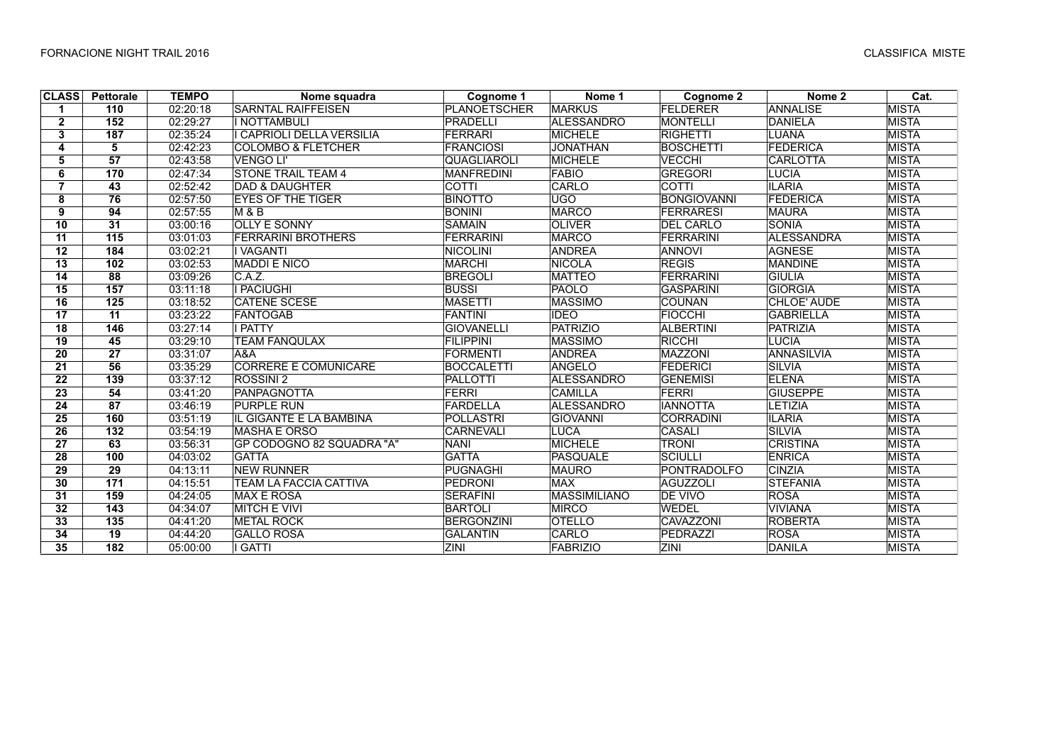FORNACIONE NIGHT TRAIL 2016

CLASSIFICA MISTE

| CLASS | Pettorale | TEMPO | Nome squadra | Cognome 1 | Nome 1 | Cognome 2 | Nome 2 | Cat. |
|---|---|---|---|---|---|---|---|---|
| 1 | 110 | 02:20:18 | SARNTAL RAIFFEISEN | PLANOETSCHER | MARKUS | FELDERER | ANNALISE | MISTA |
| 2 | 152 | 02:29:27 | I NOTTAMBULI | PRADELLI | ALESSANDRO | MONTELLI | DANIELA | MISTA |
| 3 | 187 | 02:35:24 | I CAPRIOLI DELLA VERSILIA | FERRARI | MICHELE | RIGHETTI | LUANA | MISTA |
| 4 | 5 | 02:42:23 | COLOMBO & FLETCHER | FRANCIOSI | JONATHAN | BOSCHETTI | FEDERICA | MISTA |
| 5 | 57 | 02:43:58 | VENGO LI' | QUAGLIAROLI | MICHELE | VECCHI | CARLOTTA | MISTA |
| 6 | 170 | 02:47:34 | STONE TRAIL TEAM 4 | MANFREDINI | FABIO | GREGORI | LUCIA | MISTA |
| 7 | 43 | 02:52:42 | DAD & DAUGHTER | COTTI | CARLO | COTTI | ILARIA | MISTA |
| 8 | 76 | 02:57:50 | EYES OF THE TIGER | BINOTTO | UGO | BONGIOVANNI | FEDERICA | MISTA |
| 9 | 94 | 02:57:55 | M & B | BONINI | MARCO | FERRARESI | MAURA | MISTA |
| 10 | 31 | 03:00:16 | OLLY E SONNY | SAMAIN | OLIVER | DEL CARLO | SONIA | MISTA |
| 11 | 115 | 03:01:03 | FERRARINI BROTHERS | FERRARINI | MARCO | FERRARINI | ALESSANDRA | MISTA |
| 12 | 184 | 03:02:21 | I VAGANTI | NICOLINI | ANDREA | ANNOVI | AGNESE | MISTA |
| 13 | 102 | 03:02:53 | MADDI E NICO | MARCHI | NICOLA | REGIS | MANDINE | MISTA |
| 14 | 88 | 03:09:26 | C.A.Z. | BREGOLI | MATTEO | FERRARINI | GIULIA | MISTA |
| 15 | 157 | 03:11:18 | I PACIUGHI | BUSSI | PAOLO | GASPARINI | GIORGIA | MISTA |
| 16 | 125 | 03:18:52 | CATENE SCESE | MASETTI | MASSIMO | COUNAN | CHLOE' AUDE | MISTA |
| 17 | 11 | 03:23:22 | FANTOGAB | FANTINI | IDEO | FIOCCHI | GABRIELLA | MISTA |
| 18 | 146 | 03:27:14 | I PATTY | GIOVANELLI | PATRIZIO | ALBERTINI | PATRIZIA | MISTA |
| 19 | 45 | 03:29:10 | TEAM FANQULAX | FILIPPINI | MASSIMO | RICCHI | LUCIA | MISTA |
| 20 | 27 | 03:31:07 | A&A | FORMENTI | ANDREA | MAZZONI | ANNASILVIA | MISTA |
| 21 | 56 | 03:35:29 | CORRERE E COMUNICARE | BOCCALETTI | ANGELO | FEDERICI | SILVIA | MISTA |
| 22 | 139 | 03:37:12 | ROSSINI 2 | PALLOTTI | ALESSANDRO | GENEMISI | ELENA | MISTA |
| 23 | 54 | 03:41:20 | PANPAGNOTTA | FERRI | CAMILLA | FERRI | GIUSEPPE | MISTA |
| 24 | 87 | 03:46:19 | PURPLE RUN | FARDELLA | ALESSANDRO | IANNOTTA | LETIZIA | MISTA |
| 25 | 160 | 03:51:19 | IL GIGANTE E LA BAMBINA | POLLASTRI | GIOVANNI | CORRADINI | ILARIA | MISTA |
| 26 | 132 | 03:54:19 | MASHA E ORSO | CARNEVALI | LUCA | CASALI | SILVIA | MISTA |
| 27 | 63 | 03:56:31 | GP CODOGNO 82 SQUADRA "A" | NANI | MICHELE | TRONI | CRISTINA | MISTA |
| 28 | 100 | 04:03:02 | GATTA | GATTA | PASQUALE | SCIULLI | ENRICA | MISTA |
| 29 | 29 | 04:13:11 | NEW RUNNER | PUGNAGHI | MAURO | PONTRADOLFO | CINZIA | MISTA |
| 30 | 171 | 04:15:51 | TEAM LA FACCIA CATTIVA | PEDRONI | MAX | AGUZZOLI | STEFANIA | MISTA |
| 31 | 159 | 04:24:05 | MAX E ROSA | SERAFINI | MASSIMILIANO | DE VIVO | ROSA | MISTA |
| 32 | 143 | 04:34:07 | MITCH E VIVI | BARTOLI | MIRCO | WEDEL | VIVIANA | MISTA |
| 33 | 135 | 04:41:20 | METAL ROCK | BERGONZINI | OTELLO | CAVAZZONI | ROBERTA | MISTA |
| 34 | 19 | 04:44:20 | GALLO ROSA | GALANTIN | CARLO | PEDRAZZI | ROSA | MISTA |
| 35 | 182 | 05:00:00 | I GATTI | ZINI | FABRIZIO | ZINI | DANILA | MISTA |